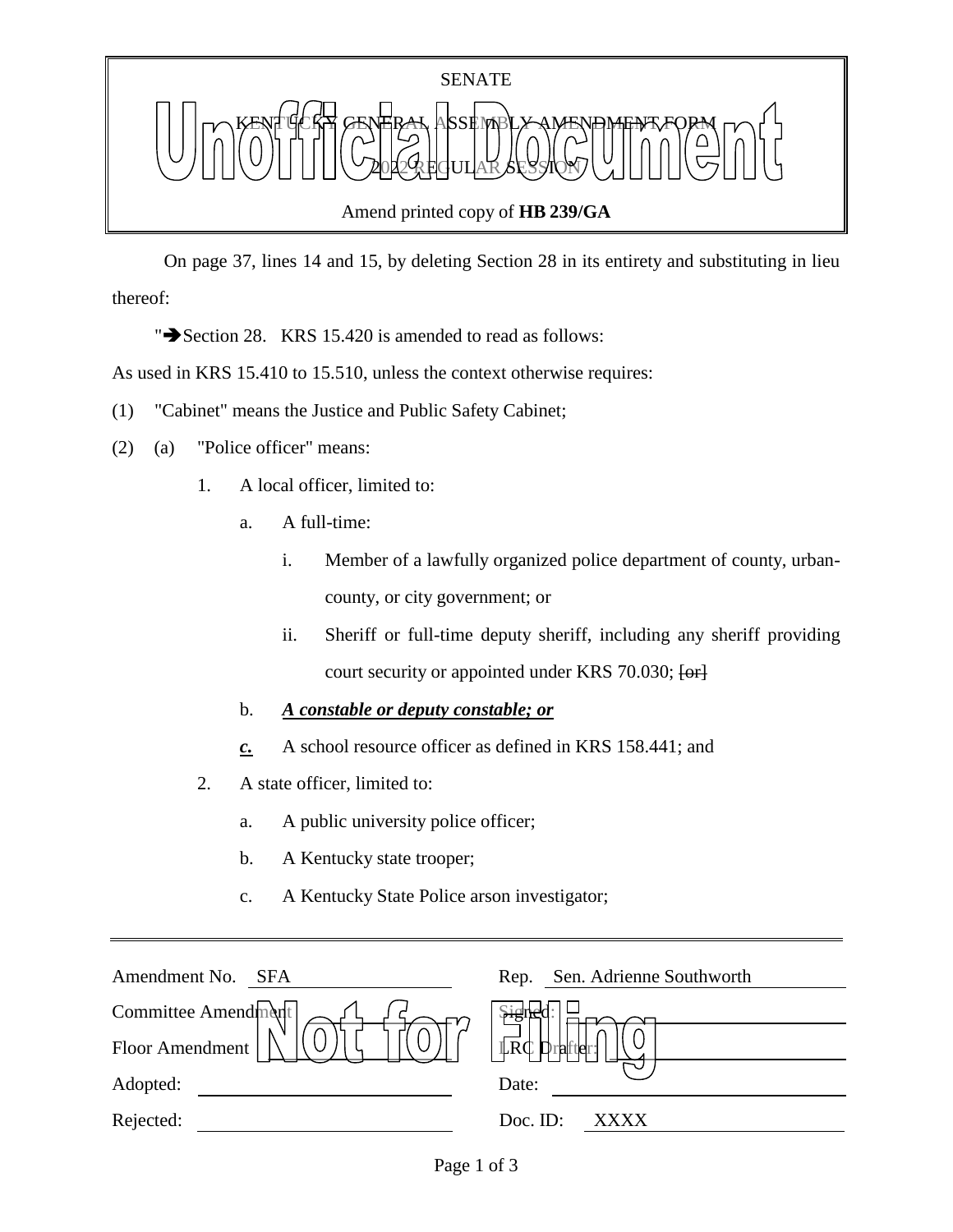SENATE

KENTUCKY GENERAL ASSEMBLY AMENDMENT FORM

2022 REGULAR SESSION

Amend printed copy of **HB 239/GA**

Unofficial Document

On page 37, lines 14 and 15, by deleting Section 28 in its entirety and substituting in lieu thereof:

"➔Section 28. KRS 15.420 is amended to read as follows:

As used in KRS 15.410 to 15.510, unless the context otherwise requires:

(1) "Cabinet" means the Justice and Public Safety Cabinet;

(2) (a) "Police officer" means:

1. A local officer, limited to:

a. A full-time:

i. Member of a lawfully organized police department of county, urban-county, or city government; or

ii. Sheriff or full-time deputy sheriff, including any sheriff providing court security or appointed under KRS 70.030; ~~[or]~~

b. ***A constable or deputy constable; or***

***c.*** A school resource officer as defined in KRS 158.441; and

2. A state officer, limited to:

a. A public university police officer;

b. A Kentucky state trooper;

c. A Kentucky State Police arson investigator;

| | | | |
|---|---|---|---|
| Amendment No. | SFA | Rep. | Sen. Adrienne Southworth |
| Committee Amendment | | Signed: | |
| Floor Amendment | | LRC Drafter: | |
| Adopted: | | Date: | |
| Rejected: | | Doc. ID: | XXXX |

Not for Filing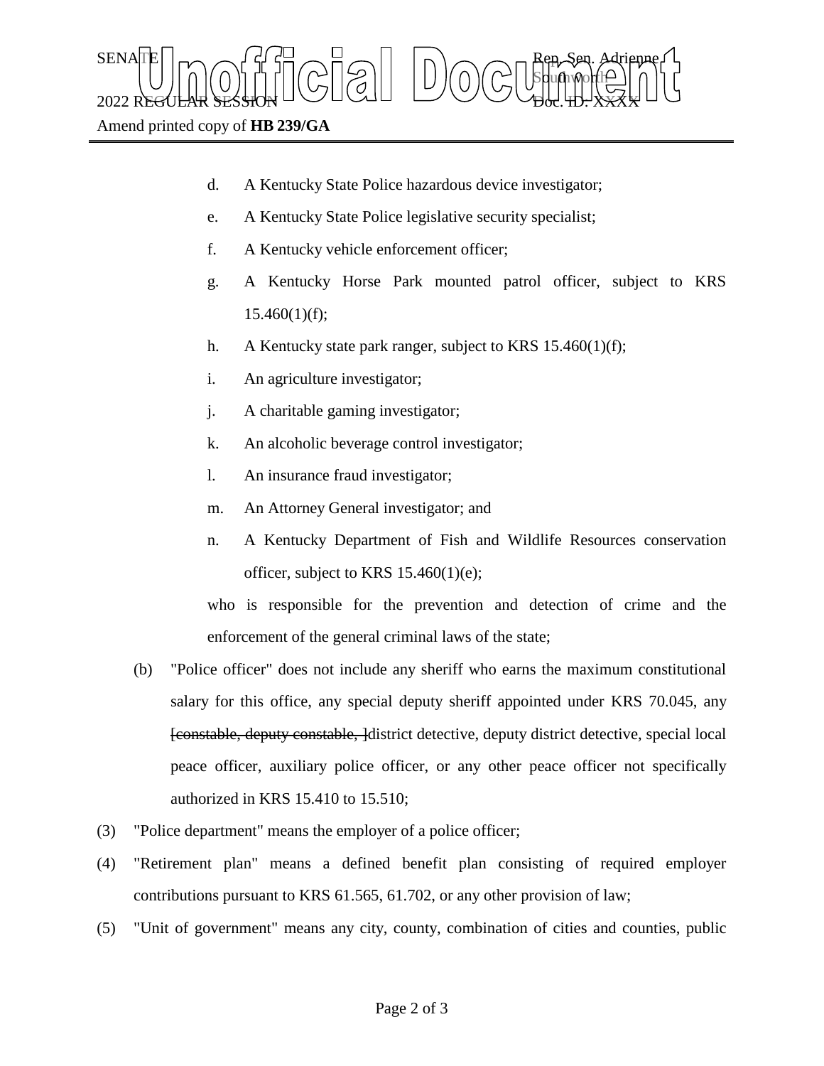SENATE

2022 REGULAR SESSION

Rep. Sen. Adrienne Southworth

Doc. ID: XXXX

Amend printed copy of **HB 239/GA**

d. A Kentucky State Police hazardous device investigator;

e. A Kentucky State Police legislative security specialist;

f. A Kentucky vehicle enforcement officer;

g. A Kentucky Horse Park mounted patrol officer, subject to KRS 15.460(1)(f);

h. A Kentucky state park ranger, subject to KRS 15.460(1)(f);

i. An agriculture investigator;

j. A charitable gaming investigator;

k. An alcoholic beverage control investigator;

l. An insurance fraud investigator;

m. An Attorney General investigator; and

n. A Kentucky Department of Fish and Wildlife Resources conservation officer, subject to KRS 15.460(1)(e);

who is responsible for the prevention and detection of crime and the enforcement of the general criminal laws of the state;

(b) "Police officer" does not include any sheriff who earns the maximum constitutional salary for this office, any special deputy sheriff appointed under KRS 70.045, any ~~[constable, deputy constable, ]~~district detective, deputy district detective, special local peace officer, auxiliary police officer, or any other peace officer not specifically authorized in KRS 15.410 to 15.510;

(3) "Police department" means the employer of a police officer;

(4) "Retirement plan" means a defined benefit plan consisting of required employer contributions pursuant to KRS 61.565, 61.702, or any other provision of law;

(5) "Unit of government" means any city, county, combination of cities and counties, public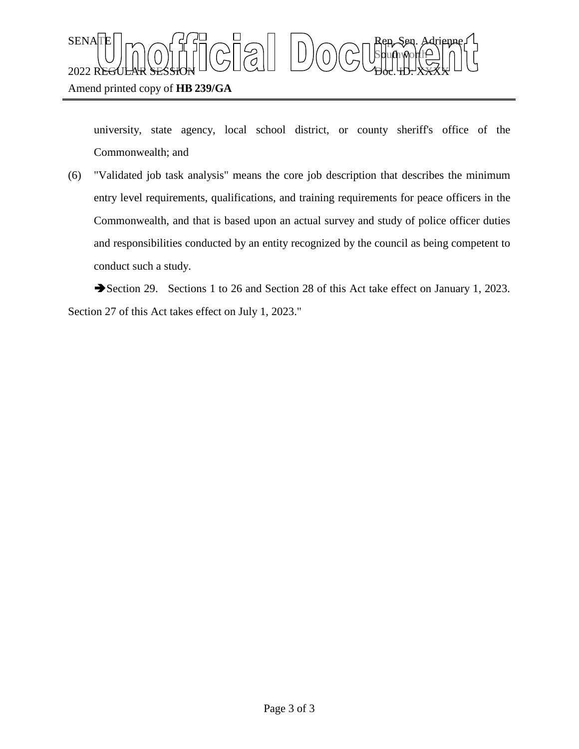university, state agency, local school district, or county sheriff's office of the Commonwealth; and

(6) "Validated job task analysis" means the core job description that describes the minimum entry level requirements, qualifications, and training requirements for peace officers in the Commonwealth, and that is based upon an actual survey and study of police officer duties and responsibilities conducted by an entity recognized by the council as being competent to conduct such a study.

➔Section 29. Sections 1 to 26 and Section 28 of this Act take effect on January 1, 2023. Section 27 of this Act takes effect on July 1, 2023."